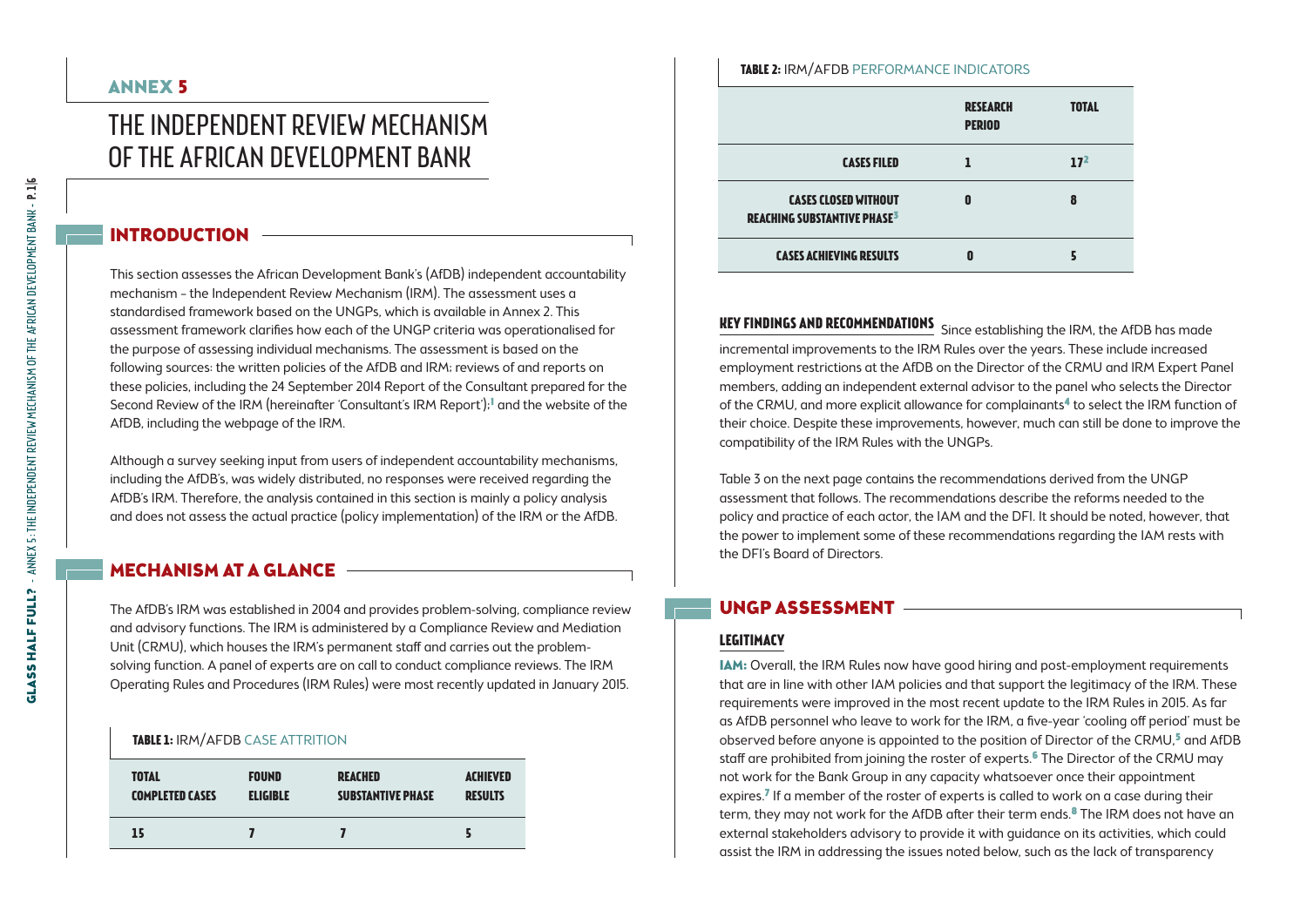# ANNEX 5

# THE INDEPENDENT REVIEW MECHANISM OF THE AFRICAN DEVELOPMENT BANK

## INTRODUCTION

This section assesses the African Development Bank's (AfDB) independent accountability mechanism – the Independent Review Mechanism (IRM). The assessment uses a standardised framework based on the UNGPs, which is available in Annex 2. This assessment framework clarifies how each of the UNGP criteria was operationalised for the purpose of assessing individual mechanisms. The assessment is based on the following sources: the written policies of the AfDB and IRM; reviews of and reports on these policies, including the 24 September 2014 Report of the Consultant prepared for the Second Review of the IRM (hereinafter 'Consultant's IRM Report');[1] and the website of the AfDB, including the webpage of the IRM.

Although a survey seeking input from users of independent accountability mechanisms, including the AfDB's, was widely distributed, no responses were received regarding the AfDB's IRM. Therefore, the analysis contained in this section is mainly a policy analysis and does not assess the actual practice (policy implementation) of the IRM or the AfDB.

## MECHANISM AT A GLANCE

The AfDB's IRM was established in 2004 and provides problem-solving, compliance review and advisory functions. The IRM is administered by a Compliance Review and Mediation Unit (CRMU), which houses the IRM's permanent staff and carries out the problem-solving function. A panel of experts are on call to conduct compliance reviews. The IRM Operating Rules and Procedures (IRM Rules) were most recently updated in January 2015.

**TABLE 1:** IRM/AFDB CASE ATTRITION

| TOTAL COMPLETED CASES | FOUND ELIGIBLE | REACHED SUBSTANTIVE PHASE | ACHIEVED RESULTS |
|---|---|---|---|
| 15 | 7 | 7 | 5 |

**TABLE 2:** IRM/AFDB PERFORMANCE INDICATORS

| | RESEARCH PERIOD | TOTAL |
|---|---|---|
| CASES FILED | 1 | 17[2] |
| CASES CLOSED WITHOUT REACHING SUBSTANTIVE PHASE[3] | 0 | 8 |
| CASES ACHIEVING RESULTS | 0 | 5 |

**KEY FINDINGS AND RECOMMENDATIONS** Since establishing the IRM, the AfDB has made incremental improvements to the IRM Rules over the years. These include increased employment restrictions at the AfDB on the Director of the CRMU and IRM Expert Panel members, adding an independent external advisor to the panel who selects the Director of the CRMU, and more explicit allowance for complainants[4] to select the IRM function of their choice. Despite these improvements, however, much can still be done to improve the compatibility of the IRM Rules with the UNGPs.

Table 3 on the next page contains the recommendations derived from the UNGP assessment that follows. The recommendations describe the reforms needed to the policy and practice of each actor, the IAM and the DFI. It should be noted, however, that the power to implement some of these recommendations regarding the IAM rests with the DFI's Board of Directors.

## UNGP ASSESSMENT

### LEGITIMACY

**IAM:** Overall, the IRM Rules now have good hiring and post-employment requirements that are in line with other IAM policies and that support the legitimacy of the IRM. These requirements were improved in the most recent update to the IRM Rules in 2015. As far as AfDB personnel who leave to work for the IRM, a five-year 'cooling off period' must be observed before anyone is appointed to the position of Director of the CRMU,[5] and AfDB staff are prohibited from joining the roster of experts.[6] The Director of the CRMU may not work for the Bank Group in any capacity whatsoever once their appointment expires.[7] If a member of the roster of experts is called to work on a case during their term, they may not work for the AfDB after their term ends.[8] The IRM does not have an external stakeholders advisory to provide it with guidance on its activities, which could assist the IRM in addressing the issues noted below, such as the lack of transparency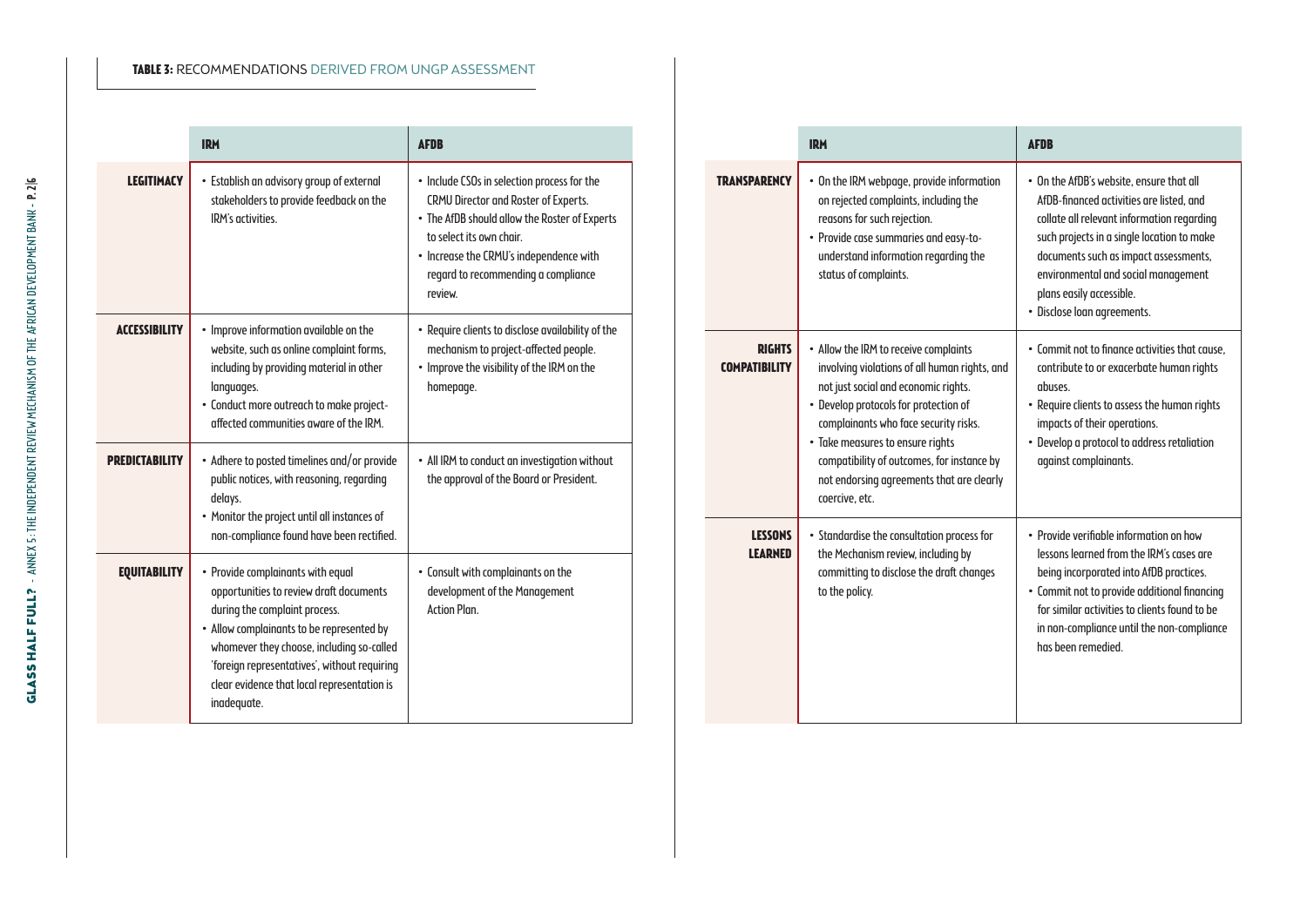**TABLE 3:** RECOMMENDATIONS DERIVED FROM UNGP ASSESSMENT

| | IRM | AFDB |
|---|---|---|
| **LEGITIMACY** | • Establish an advisory group of external stakeholders to provide feedback on the IRM's activities. | • Include CSOs in selection process for the CRMU Director and Roster of Experts.<br>• The AfDB should allow the Roster of Experts to select its own chair.<br>• Increase the CRMU's independence with regard to recommending a compliance review. |
| **ACCESSIBILITY** | • Improve information available on the website, such as online complaint forms, including by providing material in other languages.<br>• Conduct more outreach to make project-affected communities aware of the IRM. | • Require clients to disclose availability of the mechanism to project-affected people.<br>• Improve the visibility of the IRM on the homepage. |
| **PREDICTABILITY** | • Adhere to posted timelines and/or provide public notices, with reasoning, regarding delays.<br>• Monitor the project until all instances of non-compliance found have been rectified. | • All IRM to conduct an investigation without the approval of the Board or President. |
| **EQUITABILITY** | • Provide complainants with equal opportunities to review draft documents during the complaint process.<br>• Allow complainants to be represented by whomever they choose, including so-called 'foreign representatives', without requiring clear evidence that local representation is inadequate. | • Consult with complainants on the development of the Management Action Plan. |
| **TRANSPARENCY** | • On the IRM webpage, provide information on rejected complaints, including the reasons for such rejection.<br>• Provide case summaries and easy-to-understand information regarding the status of complaints. | • On the AfDB's website, ensure that all AfDB-financed activities are listed, and collate all relevant information regarding such projects in a single location to make documents such as impact assessments, environmental and social management plans easily accessible.<br>• Disclose loan agreements. |
| **RIGHTS COMPATIBILITY** | • Allow the IRM to receive complaints involving violations of all human rights, and not just social and economic rights.<br>• Develop protocols for protection of complainants who face security risks.<br>• Take measures to ensure rights compatibility of outcomes, for instance by not endorsing agreements that are clearly coercive, etc. | • Commit not to finance activities that cause, contribute to or exacerbate human rights abuses.<br>• Require clients to assess the human rights impacts of their operations.<br>• Develop a protocol to address retaliation against complainants. |
| **LESSONS LEARNED** | • Standardise the consultation process for the Mechanism review, including by committing to disclose the draft changes to the policy. | • Provide verifiable information on how lessons learned from the IRM's cases are being incorporated into AfDB practices.<br>• Commit not to provide additional financing for similar activities to clients found to be in non-compliance until the non-compliance has been remedied. |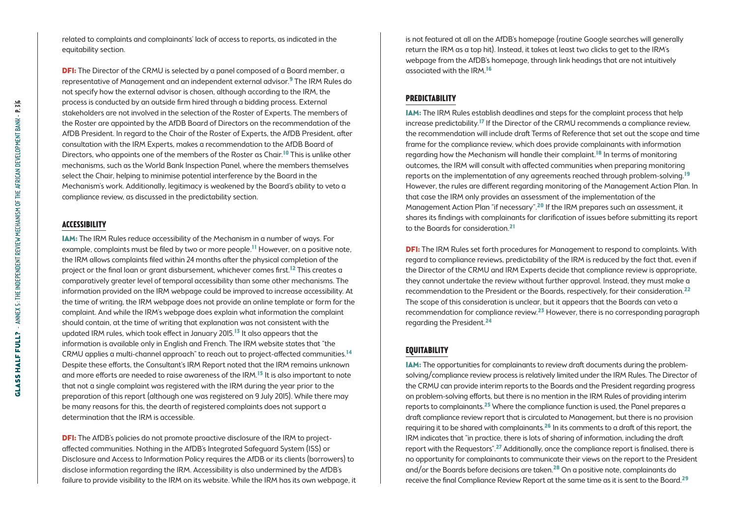related to complaints and complainants' lack of access to reports, as indicated in the equitability section.

**DFI:** The Director of the CRMU is selected by a panel composed of a Board member, a representative of Management and an independent external advisor.[9] The IRM Rules do not specify how the external advisor is chosen, although according to the IRM, the process is conducted by an outside firm hired through a bidding process. External stakeholders are not involved in the selection of the Roster of Experts. The members of the Roster are appointed by the AfDB Board of Directors on the recommendation of the AfDB President. In regard to the Chair of the Roster of Experts, the AfDB President, after consultation with the IRM Experts, makes a recommendation to the AfDB Board of Directors, who appoints one of the members of the Roster as Chair.[10] This is unlike other mechanisms, such as the World Bank Inspection Panel, where the members themselves select the Chair, helping to minimise potential interference by the Board in the Mechanism's work. Additionally, legitimacy is weakened by the Board's ability to veto a compliance review, as discussed in the predictability section.

## ACCESSIBILITY

**IAM:** The IRM Rules reduce accessibility of the Mechanism in a number of ways. For example, complaints must be filed by two or more people.[11] However, on a positive note, the IRM allows complaints filed within 24 months after the physical completion of the project or the final loan or grant disbursement, whichever comes first.[12] This creates a comparatively greater level of temporal accessibility than some other mechanisms. The information provided on the IRM webpage could be improved to increase accessibility. At the time of writing, the IRM webpage does not provide an online template or form for the complaint. And while the IRM's webpage does explain what information the complaint should contain, at the time of writing that explanation was not consistent with the updated IRM rules, which took effect in January 2015.[13] It also appears that the information is available only in English and French. The IRM website states that "the CRMU applies a multi-channel approach" to reach out to project-affected communities.[14] Despite these efforts, the Consultant's IRM Report noted that the IRM remains unknown and more efforts are needed to raise awareness of the IRM.[15] It is also important to note that not a single complaint was registered with the IRM during the year prior to the preparation of this report (although one was registered on 9 July 2015). While there may be many reasons for this, the dearth of registered complaints does not support a determination that the IRM is accessible.

**DFI:** The AfDB's policies do not promote proactive disclosure of the IRM to project-affected communities. Nothing in the AfDB's Integrated Safeguard System (ISS) or Disclosure and Access to Information Policy requires the AfDB or its clients (borrowers) to disclose information regarding the IRM. Accessibility is also undermined by the AfDB's failure to provide visibility to the IRM on its website. While the IRM has its own webpage, it is not featured at all on the AfDB's homepage (routine Google searches will generally return the IRM as a top hit). Instead, it takes at least two clicks to get to the IRM's webpage from the AfDB's homepage, through link headings that are not intuitively associated with the IRM.[16]

## PREDICTABILITY

**IAM:** The IRM Rules establish deadlines and steps for the complaint process that help increase predictability.[17] If the Director of the CRMU recommends a compliance review, the recommendation will include draft Terms of Reference that set out the scope and time frame for the compliance review, which does provide complainants with information regarding how the Mechanism will handle their complaint.[18] In terms of monitoring outcomes, the IRM will consult with affected communities when preparing monitoring reports on the implementation of any agreements reached through problem-solving.[19] However, the rules are different regarding monitoring of the Management Action Plan. In that case the IRM only provides an assessment of the implementation of the Management Action Plan "if necessary".[20] If the IRM prepares such an assessment, it shares its findings with complainants for clarification of issues before submitting its report to the Boards for consideration.[21]

**DFI:** The IRM Rules set forth procedures for Management to respond to complaints. With regard to compliance reviews, predictability of the IRM is reduced by the fact that, even if the Director of the CRMU and IRM Experts decide that compliance review is appropriate, they cannot undertake the review without further approval. Instead, they must make a recommendation to the President or the Boards, respectively, for their consideration.[22] The scope of this consideration is unclear, but it appears that the Boards can veto a recommendation for compliance review.[23] However, there is no corresponding paragraph regarding the President.[24]

## EQUITABILITY

**IAM:** The opportunities for complainants to review draft documents during the problem-solving/compliance review process is relatively limited under the IRM Rules. The Director of the CRMU can provide interim reports to the Boards and the President regarding progress on problem-solving efforts, but there is no mention in the IRM Rules of providing interim reports to complainants.[25] Where the compliance function is used, the Panel prepares a draft compliance review report that is circulated to Management, but there is no provision requiring it to be shared with complainants.[26] In its comments to a draft of this report, the IRM indicates that "in practice, there is lots of sharing of information, including the draft report with the Requestors".[27] Additionally, once the compliance report is finalised, there is no opportunity for complainants to communicate their views on the report to the President and/or the Boards before decisions are taken.[28] On a positive note, complainants do receive the final Compliance Review Report at the same time as it is sent to the Board.[29]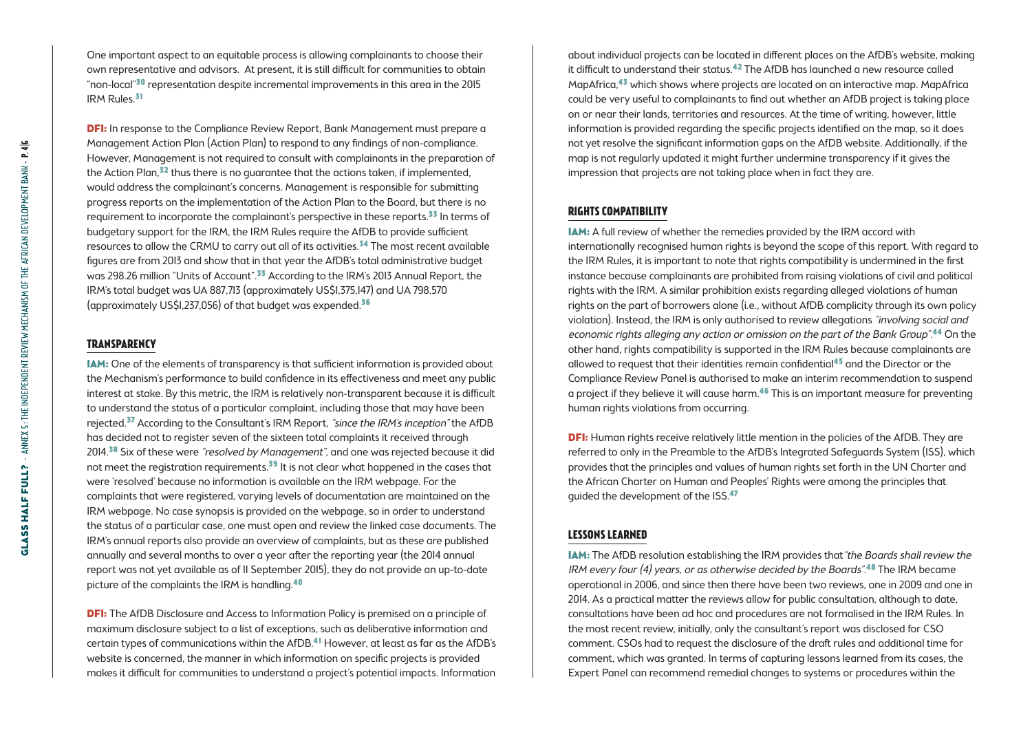One important aspect to an equitable process is allowing complainants to choose their own representative and advisors. At present, it is still difficult for communities to obtain "non-local"[30] representation despite incremental improvements in this area in the 2015 IRM Rules.[31]

**DFI:** In response to the Compliance Review Report, Bank Management must prepare a Management Action Plan (Action Plan) to respond to any findings of non-compliance. However, Management is not required to consult with complainants in the preparation of the Action Plan,[32] thus there is no guarantee that the actions taken, if implemented, would address the complainant's concerns. Management is responsible for submitting progress reports on the implementation of the Action Plan to the Board, but there is no requirement to incorporate the complainant's perspective in these reports.[33] In terms of budgetary support for the IRM, the IRM Rules require the AfDB to provide sufficient resources to allow the CRMU to carry out all of its activities.[34] The most recent available figures are from 2013 and show that in that year the AfDB's total administrative budget was 298.26 million "Units of Account".[35] According to the IRM's 2013 Annual Report, the IRM's total budget was UA 887,713 (approximately US$1,375,147) and UA 798,570 (approximately US$1,237,056) of that budget was expended.[36]

## TRANSPARENCY

**IAM:** One of the elements of transparency is that sufficient information is provided about the Mechanism's performance to build confidence in its effectiveness and meet any public interest at stake. By this metric, the IRM is relatively non-transparent because it is difficult to understand the status of a particular complaint, including those that may have been rejected.[37] According to the Consultant's IRM Report, *"since the IRM's inception"* the AfDB has decided not to register seven of the sixteen total complaints it received through 2014.[38] Six of these were *"resolved by Management"*, and one was rejected because it did not meet the registration requirements.[39] It is not clear what happened in the cases that were 'resolved' because no information is available on the IRM webpage. For the complaints that were registered, varying levels of documentation are maintained on the IRM webpage. No case synopsis is provided on the webpage, so in order to understand the status of a particular case, one must open and review the linked case documents. The IRM's annual reports also provide an overview of complaints, but as these are published annually and several months to over a year after the reporting year (the 2014 annual report was not yet available as of 11 September 2015), they do not provide an up-to-date picture of the complaints the IRM is handling.[40]

**DFI:** The AfDB Disclosure and Access to Information Policy is premised on a principle of maximum disclosure subject to a list of exceptions, such as deliberative information and certain types of communications within the AfDB.[41] However, at least as far as the AfDB's website is concerned, the manner in which information on specific projects is provided makes it difficult for communities to understand a project's potential impacts. Information about individual projects can be located in different places on the AfDB's website, making it difficult to understand their status.[42] The AfDB has launched a new resource called MapAfrica,[43] which shows where projects are located on an interactive map. MapAfrica could be very useful to complainants to find out whether an AfDB project is taking place on or near their lands, territories and resources. At the time of writing, however, little information is provided regarding the specific projects identified on the map, so it does not yet resolve the significant information gaps on the AfDB website. Additionally, if the map is not regularly updated it might further undermine transparency if it gives the impression that projects are not taking place when in fact they are.

## RIGHTS COMPATIBILITY

**IAM:** A full review of whether the remedies provided by the IRM accord with internationally recognised human rights is beyond the scope of this report. With regard to the IRM Rules, it is important to note that rights compatibility is undermined in the first instance because complainants are prohibited from raising violations of civil and political rights with the IRM. A similar prohibition exists regarding alleged violations of human rights on the part of borrowers alone (i.e., without AfDB complicity through its own policy violation). Instead, the IRM is only authorised to review allegations *"involving social and economic rights alleging any action or omission on the part of the Bank Group"*.[44] On the other hand, rights compatibility is supported in the IRM Rules because complainants are allowed to request that their identities remain confidential[45] and the Director or the Compliance Review Panel is authorised to make an interim recommendation to suspend a project if they believe it will cause harm.[46] This is an important measure for preventing human rights violations from occurring.

**DFI:** Human rights receive relatively little mention in the policies of the AfDB. They are referred to only in the Preamble to the AfDB's Integrated Safeguards System (ISS), which provides that the principles and values of human rights set forth in the UN Charter and the African Charter on Human and Peoples' Rights were among the principles that guided the development of the ISS.[47]

## LESSONS LEARNED

**IAM:** The AfDB resolution establishing the IRM provides that *"the Boards shall review the IRM every four (4) years, or as otherwise decided by the Boards"*.[48] The IRM became operational in 2006, and since then there have been two reviews, one in 2009 and one in 2014. As a practical matter the reviews allow for public consultation, although to date, consultations have been ad hoc and procedures are not formalised in the IRM Rules. In the most recent review, initially, only the consultant's report was disclosed for CSO comment. CSOs had to request the disclosure of the draft rules and additional time for comment, which was granted. In terms of capturing lessons learned from its cases, the Expert Panel can recommend remedial changes to systems or procedures within the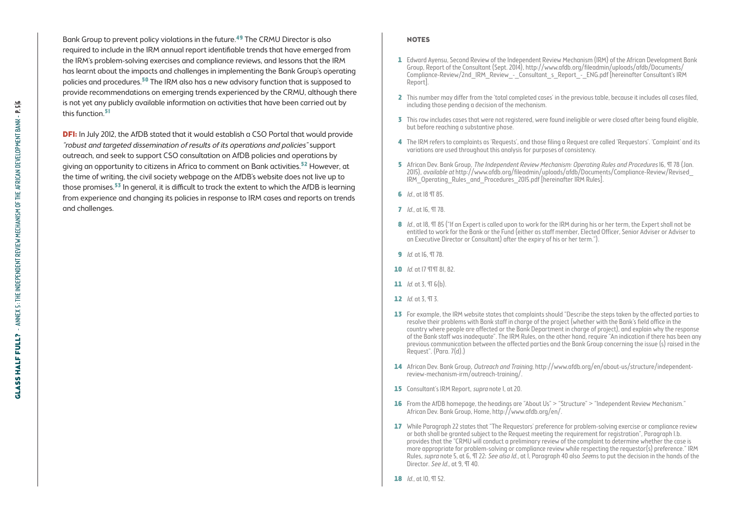Bank Group to prevent policy violations in the future.[49] The CRMU Director is also required to include in the IRM annual report identifiable trends that have emerged from the IRM's problem-solving exercises and compliance reviews, and lessons that the IRM has learnt about the impacts and challenges in implementing the Bank Group's operating policies and procedures.[50] The IRM also has a new advisory function that is supposed to provide recommendations on emerging trends experienced by the CRMU, although there is not yet any publicly available information on activities that have been carried out by this function.[51]

**DFI:** In July 2012, the AfDB stated that it would establish a CSO Portal that would provide *"robust and targeted dissemination of results of its operations and policies"* support outreach, and seek to support CSO consultation on AfDB policies and operations by giving an opportunity to citizens in Africa to comment on Bank activities.[52] However, at the time of writing, the civil society webpage on the AfDB's website does not live up to those promises.[53] In general, it is difficult to track the extent to which the AfDB is learning from experience and changing its policies in response to IRM cases and reports on trends and challenges.

## NOTES

1. Edward Ayensu, Second Review of the Independent Review Mechanism (IRM) of the African Development Bank Group, Report of the Consultant (Sept. 2014), http://www.afdb.org/fileadmin/uploads/afdb/Documents/Compliance-Review/2nd_IRM_Review_-_Consultant_s_Report_-_ENG.pdf [hereinafter Consultant's IRM Report].
2. This number may differ from the 'total completed cases' in the previous table, because it includes all cases filed, including those pending a decision of the mechanism.
3. This row includes cases that were not registered, were found ineligible or were closed after being found eligible, but before reaching a substantive phase.
4. The IRM refers to complaints as 'Requests', and those filing a Request are called 'Requestors'. 'Complaint' and its variations are used throughout this analysis for purposes of consistency.
5. African Dev. Bank Group, *The Independent Review Mechanism: Operating Rules and Procedures* 16, ¶ 78 (Jan. 2015), *available at* http://www.afdb.org/fileadmin/uploads/afdb/Documents/Compliance-Review/Revised_IRM_Operating_Rules_and_Procedures_2015.pdf [hereinafter IRM Rules].
6. *Id.*, at 18 ¶ 85.
7. *Id.*, at 16, ¶ 78.
8. *Id.*, at 18, ¶ 85 ("If an Expert is called upon to work for the IRM during his or her term, the Expert shall not be entitled to work for the Bank or the Fund (either as staff member, Elected Officer, Senior Adviser or Adviser to an Executive Director or Consultant) after the expiry of his or her term.").
9. *Id.* at 16, ¶ 78.
10. *Id.* at 17 ¶¶ 81, 82.
11. *Id.* at 3, ¶ 6(b).
12. *Id.* at 3, ¶ 3.
13. For example, the IRM website states that complaints should "Describe the steps taken by the affected parties to resolve their problems with Bank staff in charge of the project (whether with the Bank's field office in the country where people are affected or the Bank Department in charge of project), and explain why the response of the Bank staff was inadequate". The IRM Rules, on the other hand, require "An indication if there has been any previous communication between the affected parties and the Bank Group concerning the issue (s) raised in the Request". (Para. 7(d).)
14. African Dev. Bank Group, *Outreach and Training*, http://www.afdb.org/en/about-us/structure/independent-review-mechanism-irm/outreach-training/.
15. Consultant's IRM Report, *supra* note 1, at 20.
16. From the AfDB homepage, the headings are "About Us" > "Structure" > "Independent Review Mechanism." African Dev. Bank Group, Home, http://www.afdb.org/en/.
17. While Paragraph 22 states that "The Requestors' preference for problem-solving exercise or compliance review or both shall be granted subject to the Request meeting the requirement for registration", Paragraph I.b. provides that the "CRMU will conduct a preliminary review of the complaint to determine whether the case is more appropriate for problem-solving or compliance review while respecting the requestor(s) preference." IRM Rules, *supra* note 5, at 6, ¶ 22; *See also Id.*, at 1, Paragraph 40 also *See*ms to put the decision in the hands of the Director. *See Id.*, at 9, ¶ 40.
18. *Id.*, at 10, ¶ 52.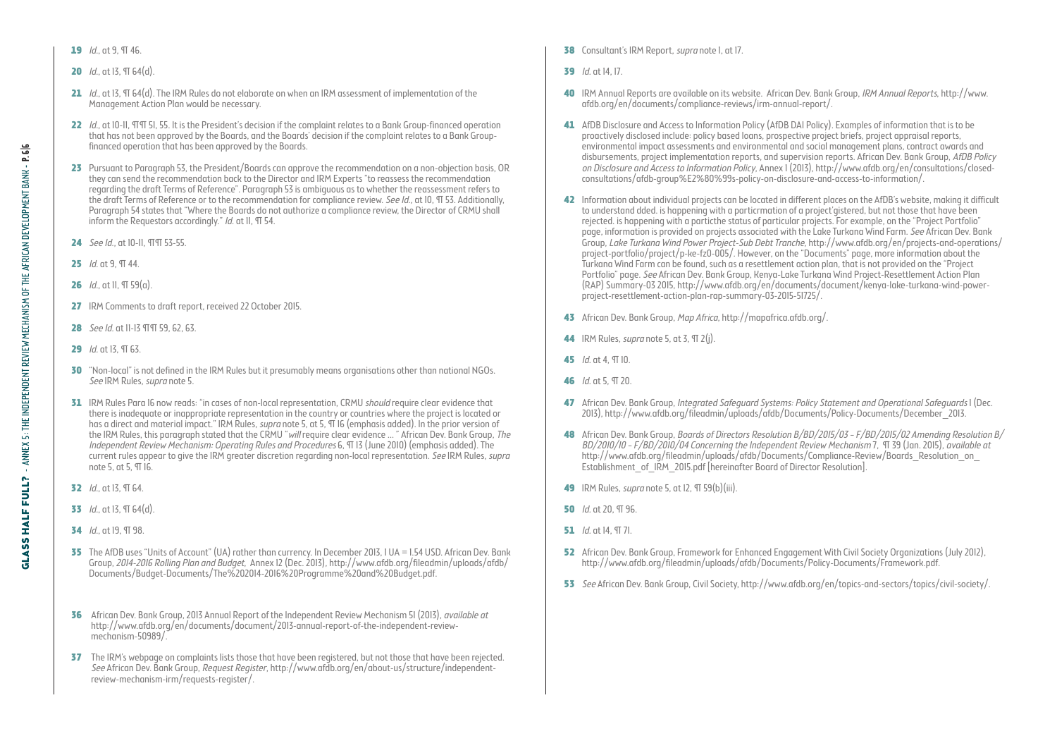**19** *Id.*, at 9, ¶ 46.

**20** *Id.*, at 13, ¶ 64(d).

**21** *Id.*, at 13, ¶ 64(d). The IRM Rules do not elaborate on when an IRM assessment of implementation of the Management Action Plan would be necessary.

**22** *Id.*, at 10-11, ¶¶ 51, 55. It is the President's decision if the complaint relates to a Bank Group-financed operation that has not been approved by the Boards, and the Boards' decision if the complaint relates to a Bank Group-financed operation that has been approved by the Boards.

**23** Pursuant to Paragraph 53, the President/Boards can approve the recommendation on a non-objection basis, OR they can send the recommendation back to the Director and IRM Experts "to reassess the recommendation regarding the draft Terms of Reference". Paragraph 53 is ambiguous as to whether the reassessment refers to the draft Terms of Reference or to the recommendation for compliance review. *See Id.*, at 10, ¶ 53. Additionally, Paragraph 54 states that "Where the Boards do not authorize a compliance review, the Director of CRMU shall inform the Requestors accordingly." *Id.* at 11, ¶ 54.

**24** *See Id.*, at 10-11, ¶¶ 53-55.

**25** *Id.* at 9, ¶ 44.

**26** *Id.*, at 11, ¶ 59(a).

**27** IRM Comments to draft report, received 22 October 2015.

**28** *See Id.* at 11-13 ¶¶ 59, 62, 63.

**29** *Id.* at 13, ¶ 63.

**30** "Non-local" is not defined in the IRM Rules but it presumably means organisations other than national NGOs. *See* IRM Rules, *supra* note 5.

**31** IRM Rules Para 16 now reads: "in cases of non-local representation, CRMU *should* require clear evidence that there is inadequate or inappropriate representation in the country or countries where the project is located or has a direct and material impact." IRM Rules, *supra* note 5, at 5, ¶ 16 (emphasis added). In the prior version of the IRM Rules, this paragraph stated that the CRMU "*will* require clear evidence ... " African Dev. Bank Group, *The Independent Review Mechanism: Operating Rules and Procedures* 6, ¶ 13 (June 2010) (emphasis added). The current rules appear to give the IRM greater discretion regarding non-local representation. *See* IRM Rules, *supra* note 5, at 5, ¶ 16.

**32** *Id.*, at 13, ¶ 64.

**33** *Id.*, at 13, ¶ 64(d).

**34** *Id.*, at 19, ¶ 98.

**35** The AfDB uses "Units of Account" (UA) rather than currency. In December 2013, 1 UA = 1.54 USD. African Dev. Bank Group, *2014-2016 Rolling Plan and Budget*, Annex 12 (Dec. 2013), http://www.afdb.org/fileadmin/uploads/afdb/Documents/Budget-Documents/The%202014-2016%20Programme%20and%20Budget.pdf.

**36** African Dev. Bank Group, 2013 Annual Report of the Independent Review Mechanism 51 (2013), *available at* http://www.afdb.org/en/documents/document/2013-annual-report-of-the-independent-review-mechanism-50989/.

**37** The IRM's webpage on complaints lists those that have been registered, but not those that have been rejected. *See* African Dev. Bank Group, *Request Register*, http://www.afdb.org/en/about-us/structure/independent-review-mechanism-irm/requests-register/.

**38** Consultant's IRM Report, *supra* note 1, at 17.

**39** *Id.* at 14, 17.

**40** IRM Annual Reports are available on its website. African Dev. Bank Group, *IRM Annual Reports*, http://www.afdb.org/en/documents/compliance-reviews/irm-annual-report/.

**41** AfDB Disclosure and Access to Information Policy (AfDB DAI Policy). Examples of information that is to be proactively disclosed include: policy based loans, prospective project briefs, project appraisal reports, environmental impact assessments and environmental and social management plans, contract awards and disbursements, project implementation reports, and supervision reports. African Dev. Bank Group, *AfDB Policy on Disclosure and Access to Information Policy*, Annex 1 (2013), http://www.afdb.org/en/consultations/closed-consultations/afdb-group%E2%80%99s-policy-on-disclosure-and-access-to-information/.

**42** Information about individual projects can be located in different places on the AfDB's website, making it difficult to understand dded. is happening with a particrmation of a project'gistered, but not those that have been rejected. is happening with a particthe status of particular projects. For example, on the "Project Portfolio" page, information is provided on projects associated with the Lake Turkana Wind Farm. *See* African Dev. Bank Group, *Lake Turkana Wind Power Project-Sub Debt Tranche*, http://www.afdb.org/en/projects-and-operations/project-portfolio/project/p-ke-fz0-005/. However, on the "Documents" page, more information about the Turkana Wind Farm can be found, such as a resettlement action plan, that is not provided on the "Project Portfolio" page. *See* African Dev. Bank Group, Kenya-Lake Turkana Wind Project-Resettlement Action Plan (RAP) Summary-03 2015, http://www.afdb.org/en/documents/document/kenya-lake-turkana-wind-power-project-resettlement-action-plan-rap-summary-03-2015-51725/.

**43** African Dev. Bank Group, *Map Africa*, http://mapafrica.afdb.org/.

**44** IRM Rules, *supra* note 5, at 3, ¶ 2(j).

**45** *Id.* at 4, ¶ 10.

**46** *Id.* at 5, ¶ 20.

**47** African Dev. Bank Group, *Integrated Safeguard Systems: Policy Statement and Operational Safeguards* 1 (Dec. 2013), http://www.afdb.org/fileadmin/uploads/afdb/Documents/Policy-Documents/December_2013.

**48** African Dev. Bank Group, *Boards of Directors Resolution B/BD/2015/03 – F/BD/2015/02 Amending Resolution B/BD/2010/10 – F/BD/2010/04 Concerning the Independent Review Mechanism* 7, ¶ 39 (Jan. 2015), *available at* http://www.afdb.org/fileadmin/uploads/afdb/Documents/Compliance-Review/Boards_Resolution_on_Establishment_of_IRM_2015.pdf [hereinafter Board of Director Resolution].

**49** IRM Rules, *supra* note 5, at 12, ¶ 59(b)(iii).

**50** *Id.* at 20, ¶ 96.

**51** *Id.* at 14, ¶ 71.

**52** African Dev. Bank Group, Framework for Enhanced Engagement With Civil Society Organizations (July 2012), http://www.afdb.org/fileadmin/uploads/afdb/Documents/Policy-Documents/Framework.pdf.

**53** *See* African Dev. Bank Group, Civil Society, http://www.afdb.org/en/topics-and-sectors/topics/civil-society/.